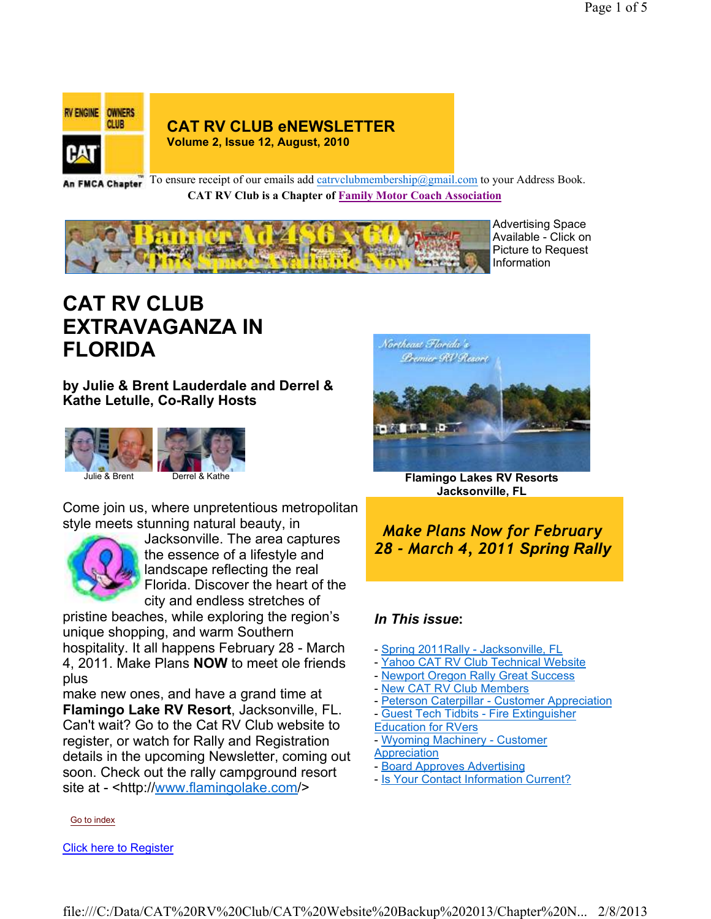# CAT RV CLUB eNEWSLETTER

**Volume 2, Issue 12, August, 2010**

An FMCA Chapter

To ensure receipt of our emails add catrvclubmembership@gmail.com to your Address Book.

**CAT RV Club is a Chapter of Family Motor Coach Association**

Advertising Space Available - Click on Picture to Request Information

# CAT RV CLUB EXTRAVAGANZA IN FLORIDA

**by Julie & Brent Lauderdale and Derrel & Kathe Letulle, Co-Rally Hosts**

Julie & Brent     Derrel & Kathe

Come join us, where unpretentious metropolitan style meets stunning natural beauty, in Jacksonville. The area captures the essence of a lifestyle and landscape reflecting the real Florida. Discover the heart of the city and endless stretches of pristine beaches, while exploring the region's unique shopping, and warm Southern hospitality. It all happens February 28 - March 4, 2011. Make Plans **NOW** to meet ole friends plus make new ones, and have a grand time at **Flamingo Lake RV Resort**, Jacksonville, FL. Can't wait? Go to the Cat RV Club website to register, or watch for Rally and Registration details in the upcoming Newsletter, coming out soon. Check out the rally campground resort site at - <http://www.flamingolake.com/>

Go to index

Click here to Register

**Flamingo Lakes RV Resorts Jacksonville, FL**

***Make Plans Now for February 28 - March 4, 2011 Spring Rally***

***In This issue*:**

- Spring 2011Rally - Jacksonville, FL
- Yahoo CAT RV Club Technical Website
- Newport Oregon Rally Great Success
- New CAT RV Club Members
- Peterson Caterpillar - Customer Appreciation
- Guest Tech Tidbits - Fire Extinguisher Education for RVers
- Wyoming Machinery - Customer Appreciation
- Board Approves Advertising
- Is Your Contact Information Current?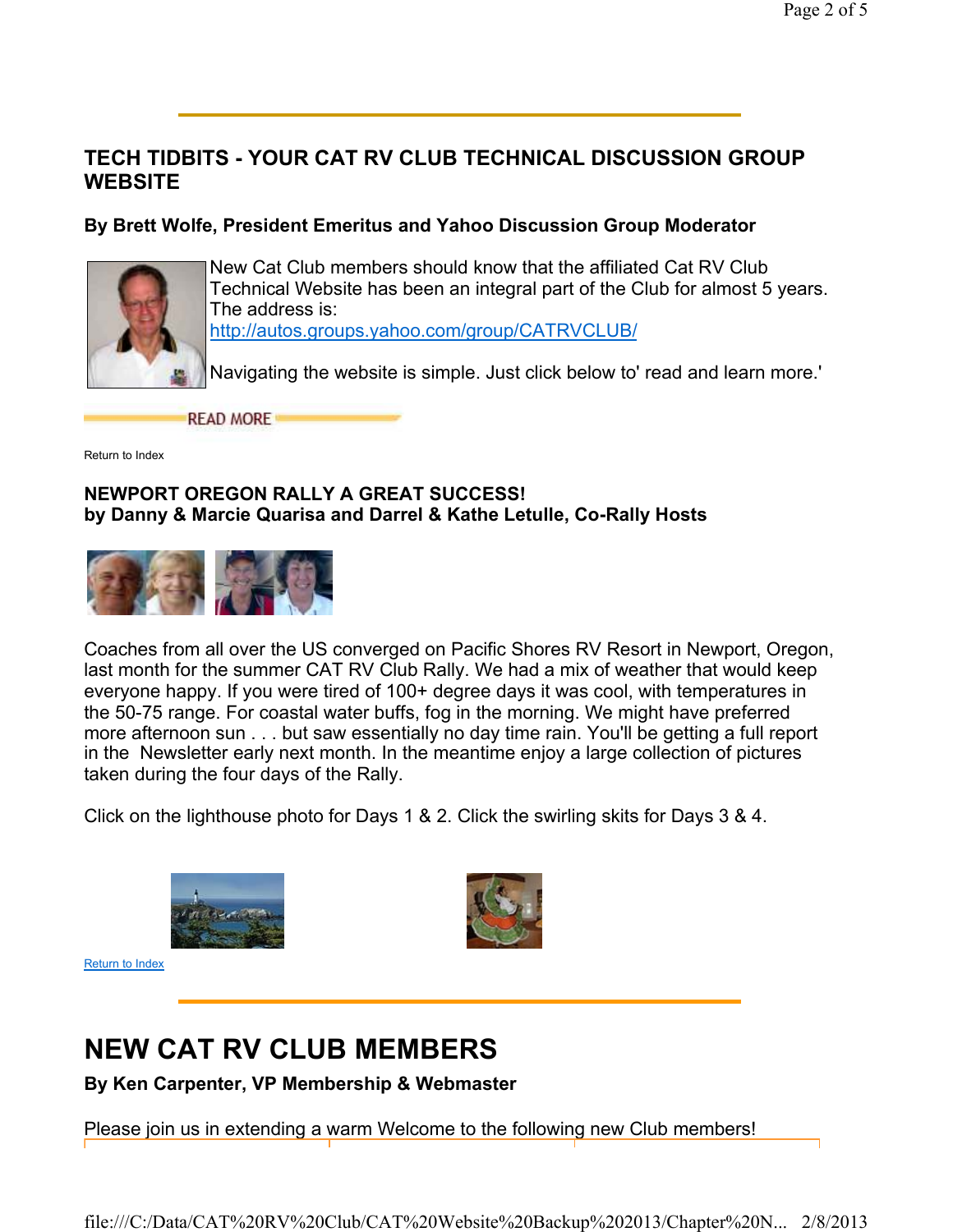## TECH TIDBITS - YOUR CAT RV CLUB TECHNICAL DISCUSSION GROUP WEBSITE

**By Brett Wolfe, President Emeritus and Yahoo Discussion Group Moderator**

New Cat Club members should know that the affiliated Cat RV Club Technical Website has been an integral part of the Club for almost 5 years. The address is:
http://autos.groups.yahoo.com/group/CATRVCLUB/

Navigating the website is simple. Just click below to' read and learn more.'

READ MORE

Return to Index

### NEWPORT OREGON RALLY A GREAT SUCCESS!
**by Danny & Marcie Quarisa and Darrel & Kathe Letulle, Co-Rally Hosts**

Coaches from all over the US converged on Pacific Shores RV Resort in Newport, Oregon, last month for the summer CAT RV Club Rally. We had a mix of weather that would keep everyone happy. If you were tired of 100+ degree days it was cool, with temperatures in the 50-75 range. For coastal water buffs, fog in the morning. We might have preferred more afternoon sun . . . but saw essentially no day time rain. You'll be getting a full report in the Newsletter early next month. In the meantime enjoy a large collection of pictures taken during the four days of the Rally.

Click on the lighthouse photo for Days 1 & 2. Click the swirling skits for Days 3 & 4.

Return to Index

# NEW CAT RV CLUB MEMBERS

**By Ken Carpenter, VP Membership & Webmaster**

Please join us in extending a warm Welcome to the following new Club members!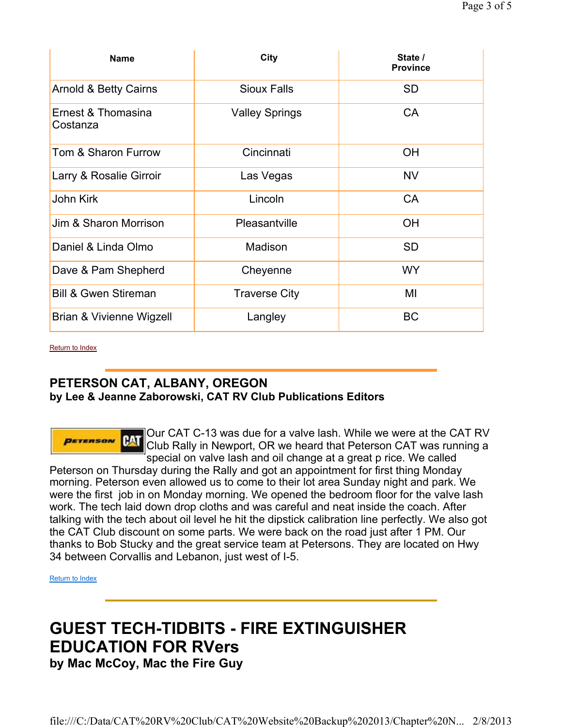| Name | City | State / Province |
|---|---|---|
| Arnold & Betty Cairns | Sioux Falls | SD |
| Ernest & Thomasina Costanza | Valley Springs | CA |
| Tom & Sharon Furrow | Cincinnati | OH |
| Larry & Rosalie Girroir | Las Vegas | NV |
| John Kirk | Lincoln | CA |
| Jim & Sharon Morrison | Pleasantville | OH |
| Daniel & Linda Olmo | Madison | SD |
| Dave & Pam Shepherd | Cheyenne | WY |
| Bill & Gwen Stireman | Traverse City | MI |
| Brian & Vivienne Wigzell | Langley | BC |

Return to Index

## PETERSON CAT, ALBANY, OREGON
**by Lee & Jeanne Zaborowski, CAT RV Club Publications Editors**

Our CAT C-13 was due for a valve lash. While we were at the CAT RV Club Rally in Newport, OR we heard that Peterson CAT was running a special on valve lash and oil change at a great p rice. We called Peterson on Thursday during the Rally and got an appointment for first thing Monday morning. Peterson even allowed us to come to their lot area Sunday night and park. We were the first job in on Monday morning. We opened the bedroom floor for the valve lash work. The tech laid down drop cloths and was careful and neat inside the coach. After talking with the tech about oil level he hit the dipstick calibration line perfectly. We also got the CAT Club discount on some parts. We were back on the road just after 1 PM. Our thanks to Bob Stucky and the great service team at Petersons. They are located on Hwy 34 between Corvallis and Lebanon, just west of I-5.

Return to Index

# GUEST TECH-TIDBITS - FIRE EXTINGUISHER EDUCATION FOR RVers
**by Mac McCoy, Mac the Fire Guy**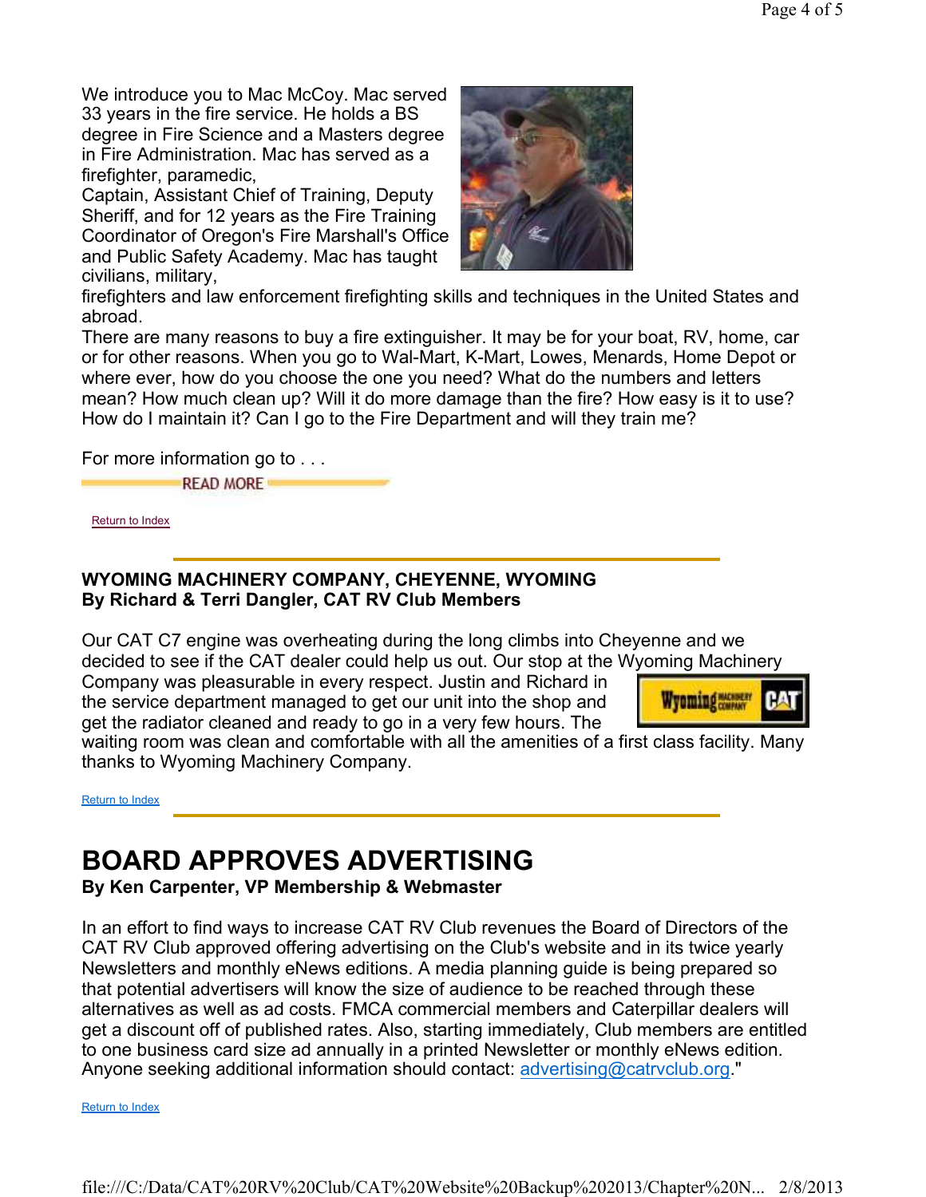We introduce you to Mac McCoy. Mac served 33 years in the fire service. He holds a BS degree in Fire Science and a Masters degree in Fire Administration. Mac has served as a firefighter, paramedic, Captain, Assistant Chief of Training, Deputy Sheriff, and for 12 years as the Fire Training Coordinator of Oregon's Fire Marshall's Office and Public Safety Academy. Mac has taught civilians, military, firefighters and law enforcement firefighting skills and techniques in the United States and abroad.

There are many reasons to buy a fire extinguisher. It may be for your boat, RV, home, car or for other reasons. When you go to Wal-Mart, K-Mart, Lowes, Menards, Home Depot or where ever, how do you choose the one you need? What do the numbers and letters mean? How much clean up? Will it do more damage than the fire? How easy is it to use? How do I maintain it? Can I go to the Fire Department and will they train me?

For more information go to . . .

READ MORE

Return to Index

---

**WYOMING MACHINERY COMPANY, CHEYENNE, WYOMING**
**By Richard & Terri Dangler, CAT RV Club Members**

Our CAT C7 engine was overheating during the long climbs into Cheyenne and we decided to see if the CAT dealer could help us out. Our stop at the Wyoming Machinery Company was pleasurable in every respect. Justin and Richard in the service department managed to get our unit into the shop and get the radiator cleaned and ready to go in a very few hours. The waiting room was clean and comfortable with all the amenities of a first class facility. Many thanks to Wyoming Machinery Company.

Return to Index

---

# BOARD APPROVES ADVERTISING

**By Ken Carpenter, VP Membership & Webmaster**

In an effort to find ways to increase CAT RV Club revenues the Board of Directors of the CAT RV Club approved offering advertising on the Club's website and in its twice yearly Newsletters and monthly eNews editions. A media planning guide is being prepared so that potential advertisers will know the size of audience to be reached through these alternatives as well as ad costs. FMCA commercial members and Caterpillar dealers will get a discount off of published rates. Also, starting immediately, Club members are entitled to one business card size ad annually in a printed Newsletter or monthly eNews edition. Anyone seeking additional information should contact: advertising@catrvclub.org."

Return to Index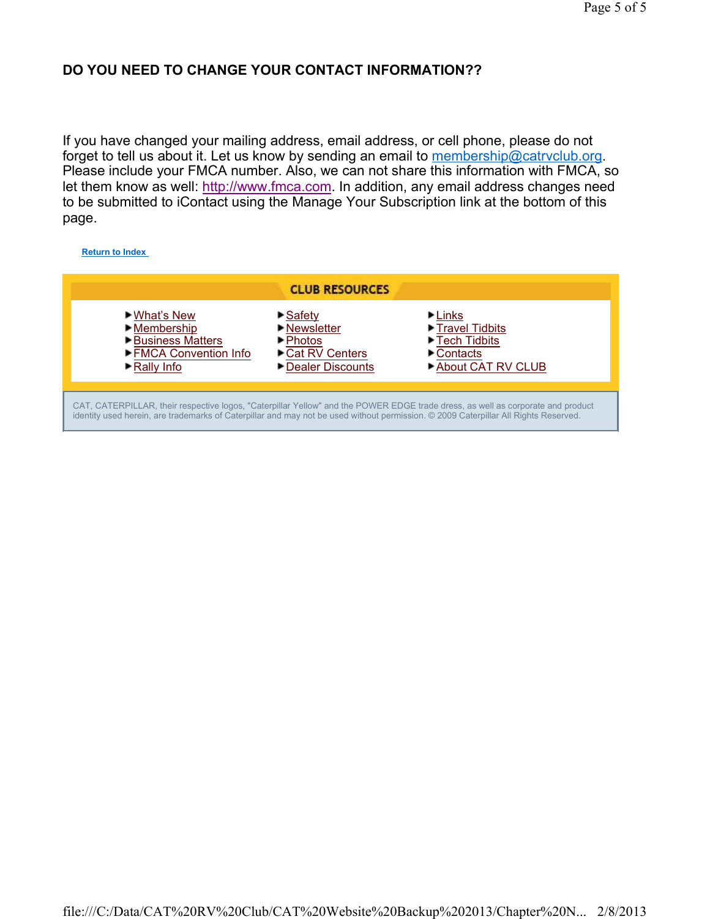**DO YOU NEED TO CHANGE YOUR CONTACT INFORMATION??**

If you have changed your mailing address, email address, or cell phone, please do not forget to tell us about it. Let us know by sending an email to membership@catrvclub.org. Please include your FMCA number. Also, we can not share this information with FMCA, so let them know as well: http://www.fmca.com. In addition, any email address changes need to be submitted to iContact using the Manage Your Subscription link at the bottom of this page.

**Return to Index**

**CLUB RESOURCES**

- What's New
- Membership
- Business Matters
- FMCA Convention Info
- Rally Info
- Safety
- Newsletter
- Photos
- Cat RV Centers
- Dealer Discounts
- Links
- Travel Tidbits
- Tech Tidbits
- Contacts
- About CAT RV CLUB

CAT, CATERPILLAR, their respective logos, "Caterpillar Yellow" and the POWER EDGE trade dress, as well as corporate and product identity used herein, are trademarks of Caterpillar and may not be used without permission. © 2009 Caterpillar All Rights Reserved.